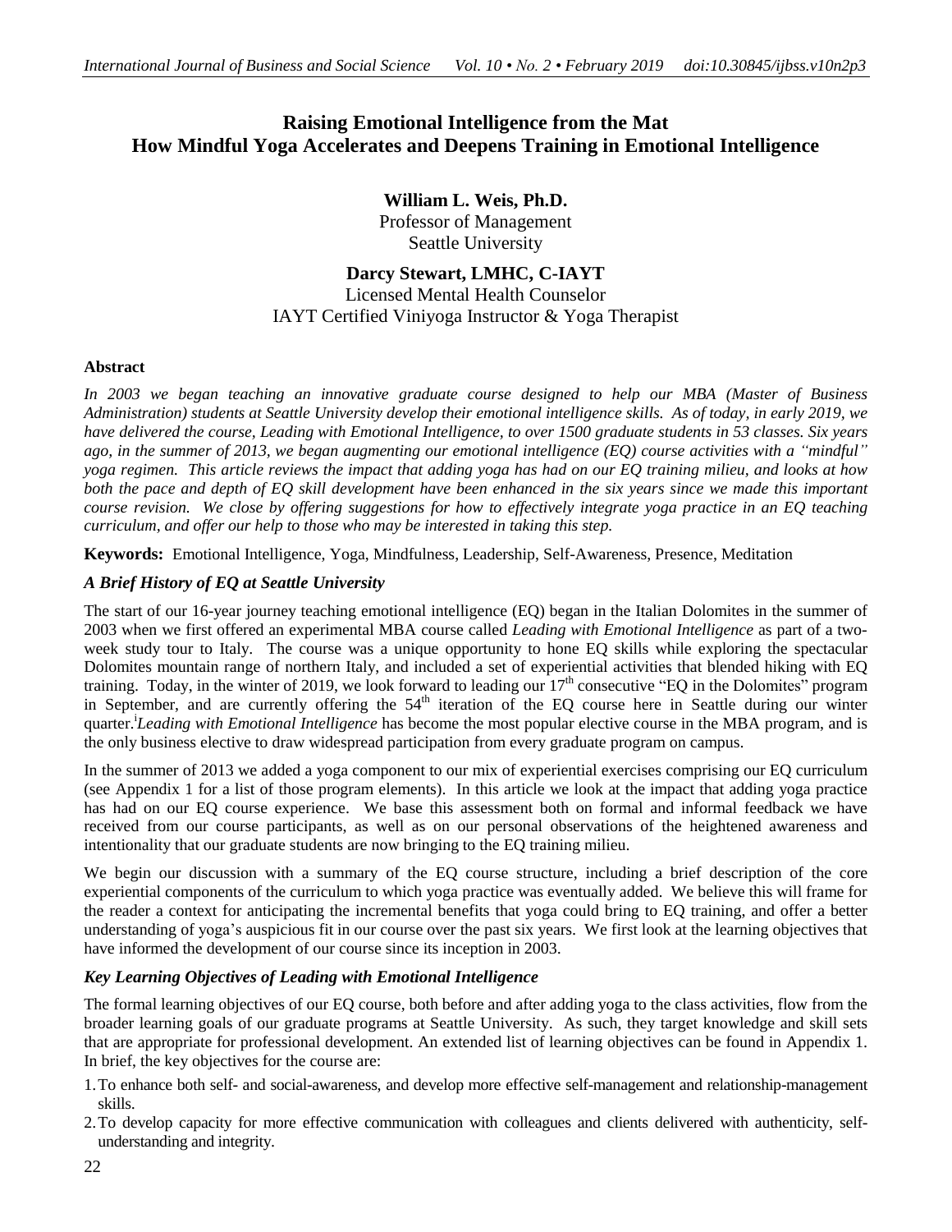# Raising Emotional Intelligence from the Mat
# How Mindful Yoga Accelerates and Deepens Training in Emotional Intelligence

**William L. Weis, Ph.D.**
Professor of Management
Seattle University

**Darcy Stewart, LMHC, C-IAYT**
Licensed Mental Health Counselor
IAYT Certified Viniyoga Instructor & Yoga Therapist

### Abstract

*In 2003 we began teaching an innovative graduate course designed to help our MBA (Master of Business Administration) students at Seattle University develop their emotional intelligence skills. As of today, in early 2019, we have delivered the course, Leading with Emotional Intelligence, to over 1500 graduate students in 53 classes. Six years ago, in the summer of 2013, we began augmenting our emotional intelligence (EQ) course activities with a "mindful" yoga regimen. This article reviews the impact that adding yoga has had on our EQ training milieu, and looks at how both the pace and depth of EQ skill development have been enhanced in the six years since we made this important course revision. We close by offering suggestions for how to effectively integrate yoga practice in an EQ teaching curriculum, and offer our help to those who may be interested in taking this step.*

**Keywords:** Emotional Intelligence, Yoga, Mindfulness, Leadership, Self-Awareness, Presence, Meditation

### *A Brief History of EQ at Seattle University*

The start of our 16-year journey teaching emotional intelligence (EQ) began in the Italian Dolomites in the summer of 2003 when we first offered an experimental MBA course called *Leading with Emotional Intelligence* as part of a two-week study tour to Italy. The course was a unique opportunity to hone EQ skills while exploring the spectacular Dolomites mountain range of northern Italy, and included a set of experiential activities that blended hiking with EQ training. Today, in the winter of 2019, we look forward to leading our 17th consecutive "EQ in the Dolomites" program in September, and are currently offering the 54th iteration of the EQ course here in Seattle during our winter quarter.[i] *Leading with Emotional Intelligence* has become the most popular elective course in the MBA program, and is the only business elective to draw widespread participation from every graduate program on campus.

In the summer of 2013 we added a yoga component to our mix of experiential exercises comprising our EQ curriculum (see Appendix 1 for a list of those program elements). In this article we look at the impact that adding yoga practice has had on our EQ course experience. We base this assessment both on formal and informal feedback we have received from our course participants, as well as on our personal observations of the heightened awareness and intentionality that our graduate students are now bringing to the EQ training milieu.

We begin our discussion with a summary of the EQ course structure, including a brief description of the core experiential components of the curriculum to which yoga practice was eventually added. We believe this will frame for the reader a context for anticipating the incremental benefits that yoga could bring to EQ training, and offer a better understanding of yoga's auspicious fit in our course over the past six years. We first look at the learning objectives that have informed the development of our course since its inception in 2003.

### *Key Learning Objectives of Leading with Emotional Intelligence*

The formal learning objectives of our EQ course, both before and after adding yoga to the class activities, flow from the broader learning goals of our graduate programs at Seattle University. As such, they target knowledge and skill sets that are appropriate for professional development. An extended list of learning objectives can be found in Appendix 1. In brief, the key objectives for the course are:

1. To enhance both self- and social-awareness, and develop more effective self-management and relationship-management skills.
2. To develop capacity for more effective communication with colleagues and clients delivered with authenticity, self-understanding and integrity.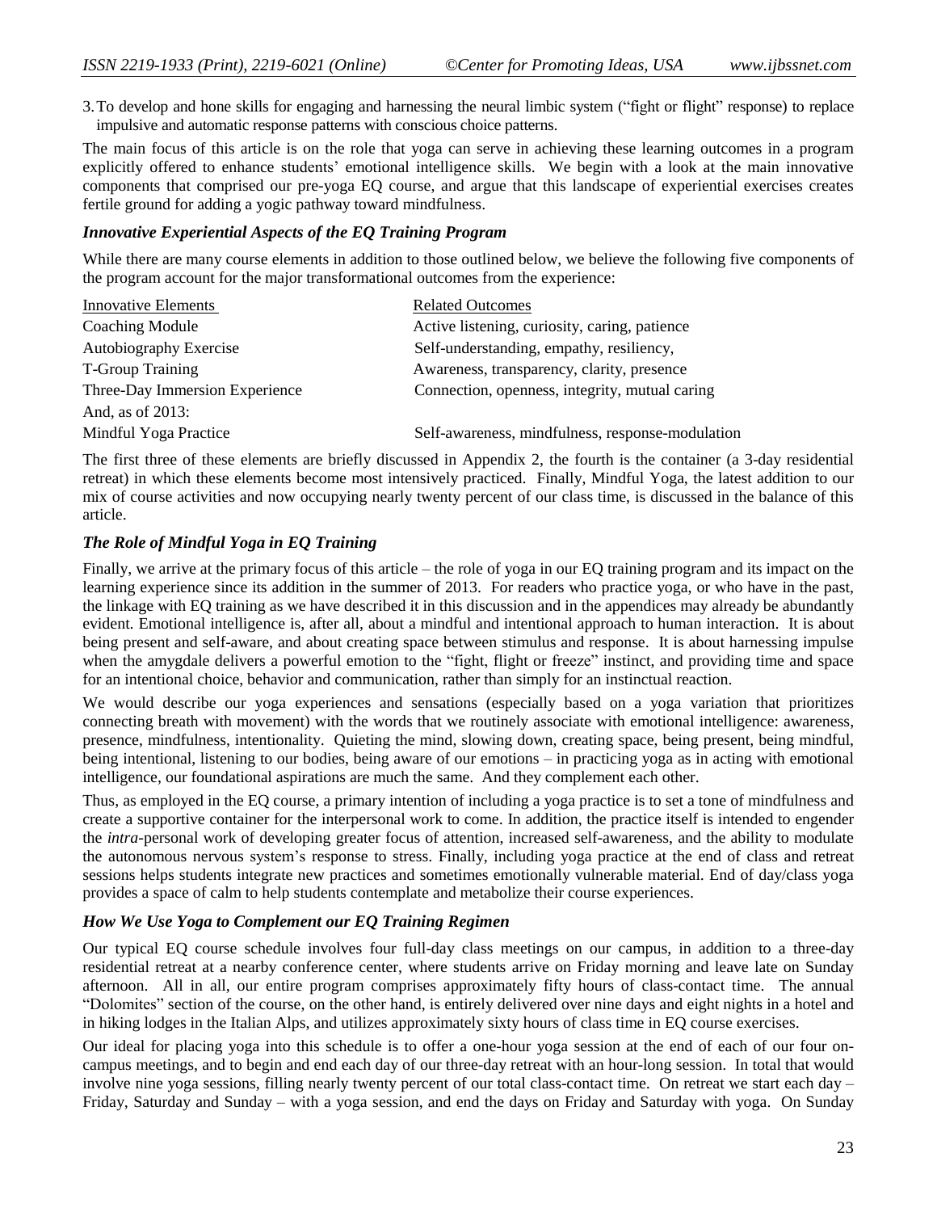3. To develop and hone skills for engaging and harnessing the neural limbic system ("fight or flight" response) to replace impulsive and automatic response patterns with conscious choice patterns.

The main focus of this article is on the role that yoga can serve in achieving these learning outcomes in a program explicitly offered to enhance students' emotional intelligence skills. We begin with a look at the main innovative components that comprised our pre-yoga EQ course, and argue that this landscape of experiential exercises creates fertile ground for adding a yogic pathway toward mindfulness.

### *Innovative Experiential Aspects of the EQ Training Program*

While there are many course elements in addition to those outlined below, we believe the following five components of the program account for the major transformational outcomes from the experience:

| Innovative Elements | Related Outcomes |
|---|---|
| Coaching Module | Active listening, curiosity, caring, patience |
| Autobiography Exercise | Self-understanding, empathy, resiliency, |
| T-Group Training | Awareness, transparency, clarity, presence |
| Three-Day Immersion Experience | Connection, openness, integrity, mutual caring |
| And, as of 2013: | |
| Mindful Yoga Practice | Self-awareness, mindfulness, response-modulation |

The first three of these elements are briefly discussed in Appendix 2, the fourth is the container (a 3-day residential retreat) in which these elements become most intensively practiced. Finally, Mindful Yoga, the latest addition to our mix of course activities and now occupying nearly twenty percent of our class time, is discussed in the balance of this article.

### *The Role of Mindful Yoga in EQ Training*

Finally, we arrive at the primary focus of this article – the role of yoga in our EQ training program and its impact on the learning experience since its addition in the summer of 2013. For readers who practice yoga, or who have in the past, the linkage with EQ training as we have described it in this discussion and in the appendices may already be abundantly evident. Emotional intelligence is, after all, about a mindful and intentional approach to human interaction. It is about being present and self-aware, and about creating space between stimulus and response. It is about harnessing impulse when the amygdale delivers a powerful emotion to the "fight, flight or freeze" instinct, and providing time and space for an intentional choice, behavior and communication, rather than simply for an instinctual reaction.

We would describe our yoga experiences and sensations (especially based on a yoga variation that prioritizes connecting breath with movement) with the words that we routinely associate with emotional intelligence: awareness, presence, mindfulness, intentionality. Quieting the mind, slowing down, creating space, being present, being mindful, being intentional, listening to our bodies, being aware of our emotions – in practicing yoga as in acting with emotional intelligence, our foundational aspirations are much the same. And they complement each other.

Thus, as employed in the EQ course, a primary intention of including a yoga practice is to set a tone of mindfulness and create a supportive container for the interpersonal work to come. In addition, the practice itself is intended to engender the *intra*-personal work of developing greater focus of attention, increased self-awareness, and the ability to modulate the autonomous nervous system's response to stress. Finally, including yoga practice at the end of class and retreat sessions helps students integrate new practices and sometimes emotionally vulnerable material. End of day/class yoga provides a space of calm to help students contemplate and metabolize their course experiences.

### *How We Use Yoga to Complement our EQ Training Regimen*

Our typical EQ course schedule involves four full-day class meetings on our campus, in addition to a three-day residential retreat at a nearby conference center, where students arrive on Friday morning and leave late on Sunday afternoon. All in all, our entire program comprises approximately fifty hours of class-contact time. The annual "Dolomites" section of the course, on the other hand, is entirely delivered over nine days and eight nights in a hotel and in hiking lodges in the Italian Alps, and utilizes approximately sixty hours of class time in EQ course exercises.

Our ideal for placing yoga into this schedule is to offer a one-hour yoga session at the end of each of our four on-campus meetings, and to begin and end each day of our three-day retreat with an hour-long session. In total that would involve nine yoga sessions, filling nearly twenty percent of our total class-contact time. On retreat we start each day – Friday, Saturday and Sunday – with a yoga session, and end the days on Friday and Saturday with yoga. On Sunday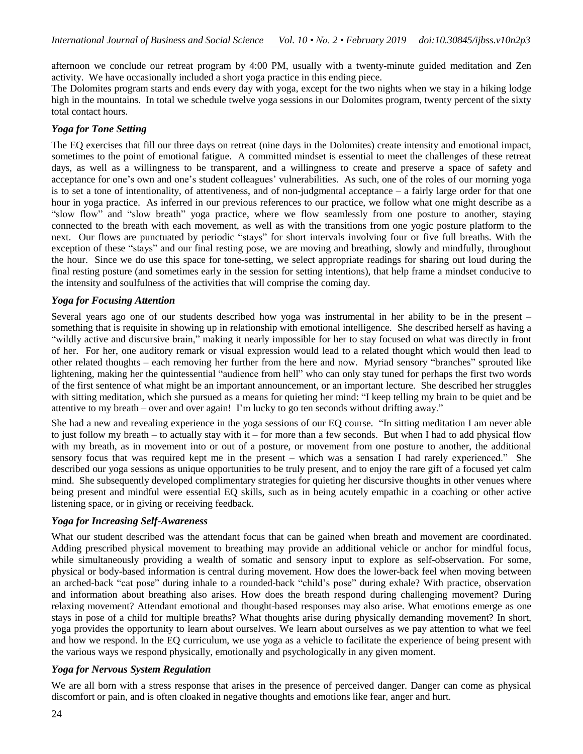afternoon we conclude our retreat program by 4:00 PM, usually with a twenty-minute guided meditation and Zen activity. We have occasionally included a short yoga practice in this ending piece.

The Dolomites program starts and ends every day with yoga, except for the two nights when we stay in a hiking lodge high in the mountains. In total we schedule twelve yoga sessions in our Dolomites program, twenty percent of the sixty total contact hours.

### *Yoga for Tone Setting*

The EQ exercises that fill our three days on retreat (nine days in the Dolomites) create intensity and emotional impact, sometimes to the point of emotional fatigue. A committed mindset is essential to meet the challenges of these retreat days, as well as a willingness to be transparent, and a willingness to create and preserve a space of safety and acceptance for one's own and one's student colleagues' vulnerabilities. As such, one of the roles of our morning yoga is to set a tone of intentionality, of attentiveness, and of non-judgmental acceptance – a fairly large order for that one hour in yoga practice. As inferred in our previous references to our practice, we follow what one might describe as a "slow flow" and "slow breath" yoga practice, where we flow seamlessly from one posture to another, staying connected to the breath with each movement, as well as with the transitions from one yogic posture platform to the next. Our flows are punctuated by periodic "stays" for short intervals involving four or five full breaths. With the exception of these "stays" and our final resting pose, we are moving and breathing, slowly and mindfully, throughout the hour. Since we do use this space for tone-setting, we select appropriate readings for sharing out loud during the final resting posture (and sometimes early in the session for setting intentions), that help frame a mindset conducive to the intensity and soulfulness of the activities that will comprise the coming day.

### *Yoga for Focusing Attention*

Several years ago one of our students described how yoga was instrumental in her ability to be in the present – something that is requisite in showing up in relationship with emotional intelligence. She described herself as having a "wildly active and discursive brain," making it nearly impossible for her to stay focused on what was directly in front of her. For her, one auditory remark or visual expression would lead to a related thought which would then lead to other related thoughts – each removing her further from the here and now. Myriad sensory "branches" sprouted like lightening, making her the quintessential "audience from hell" who can only stay tuned for perhaps the first two words of the first sentence of what might be an important announcement, or an important lecture. She described her struggles with sitting meditation, which she pursued as a means for quieting her mind: "I keep telling my brain to be quiet and be attentive to my breath – over and over again! I'm lucky to go ten seconds without drifting away."

She had a new and revealing experience in the yoga sessions of our EQ course. "In sitting meditation I am never able to just follow my breath – to actually stay with it – for more than a few seconds. But when I had to add physical flow with my breath, as in movement into or out of a posture, or movement from one posture to another, the additional sensory focus that was required kept me in the present – which was a sensation I had rarely experienced." She described our yoga sessions as unique opportunities to be truly present, and to enjoy the rare gift of a focused yet calm mind. She subsequently developed complimentary strategies for quieting her discursive thoughts in other venues where being present and mindful were essential EQ skills, such as in being acutely empathic in a coaching or other active listening space, or in giving or receiving feedback.

### *Yoga for Increasing Self-Awareness*

What our student described was the attendant focus that can be gained when breath and movement are coordinated. Adding prescribed physical movement to breathing may provide an additional vehicle or anchor for mindful focus, while simultaneously providing a wealth of somatic and sensory input to explore as self-observation. For some, physical or body-based information is central during movement. How does the lower-back feel when moving between an arched-back "cat pose" during inhale to a rounded-back "child's pose" during exhale? With practice, observation and information about breathing also arises. How does the breath respond during challenging movement? During relaxing movement? Attendant emotional and thought-based responses may also arise. What emotions emerge as one stays in pose of a child for multiple breaths? What thoughts arise during physically demanding movement? In short, yoga provides the opportunity to learn about ourselves. We learn about ourselves as we pay attention to what we feel and how we respond. In the EQ curriculum, we use yoga as a vehicle to facilitate the experience of being present with the various ways we respond physically, emotionally and psychologically in any given moment.

### *Yoga for Nervous System Regulation*

We are all born with a stress response that arises in the presence of perceived danger. Danger can come as physical discomfort or pain, and is often cloaked in negative thoughts and emotions like fear, anger and hurt.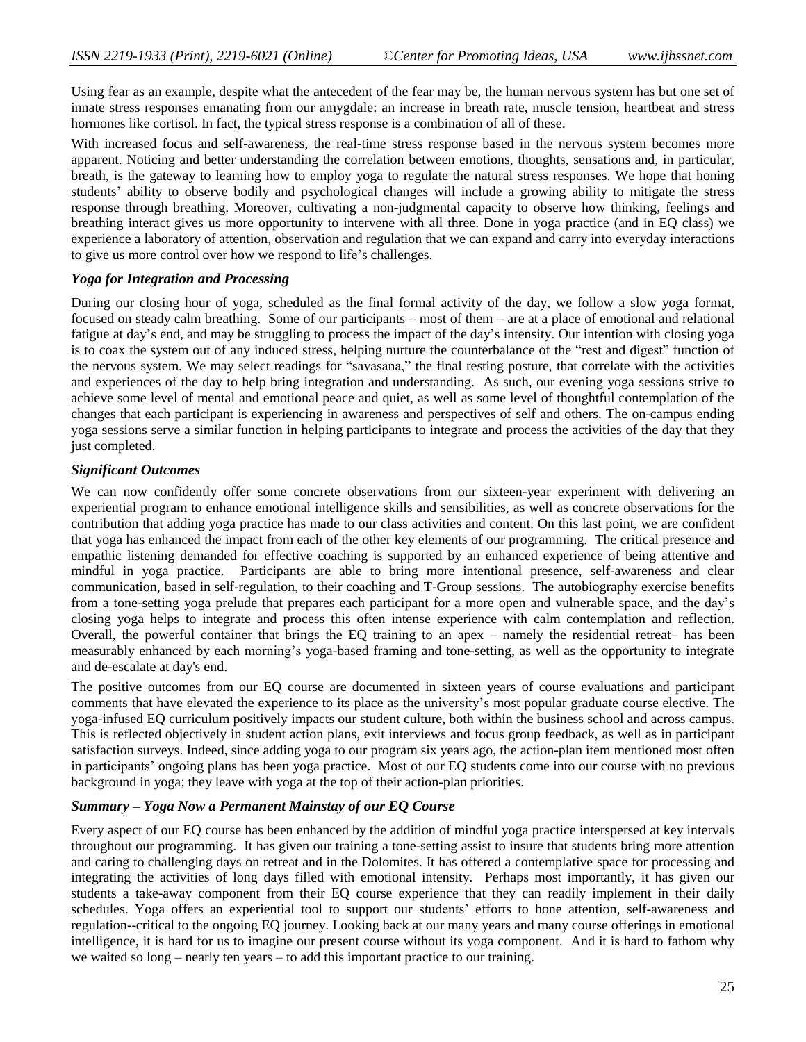Using fear as an example, despite what the antecedent of the fear may be, the human nervous system has but one set of innate stress responses emanating from our amygdale: an increase in breath rate, muscle tension, heartbeat and stress hormones like cortisol. In fact, the typical stress response is a combination of all of these.

With increased focus and self-awareness, the real-time stress response based in the nervous system becomes more apparent. Noticing and better understanding the correlation between emotions, thoughts, sensations and, in particular, breath, is the gateway to learning how to employ yoga to regulate the natural stress responses. We hope that honing students' ability to observe bodily and psychological changes will include a growing ability to mitigate the stress response through breathing. Moreover, cultivating a non-judgmental capacity to observe how thinking, feelings and breathing interact gives us more opportunity to intervene with all three. Done in yoga practice (and in EQ class) we experience a laboratory of attention, observation and regulation that we can expand and carry into everyday interactions to give us more control over how we respond to life's challenges.

### *Yoga for Integration and Processing*

During our closing hour of yoga, scheduled as the final formal activity of the day, we follow a slow yoga format, focused on steady calm breathing. Some of our participants – most of them – are at a place of emotional and relational fatigue at day's end, and may be struggling to process the impact of the day's intensity. Our intention with closing yoga is to coax the system out of any induced stress, helping nurture the counterbalance of the "rest and digest" function of the nervous system. We may select readings for "savasana," the final resting posture, that correlate with the activities and experiences of the day to help bring integration and understanding. As such, our evening yoga sessions strive to achieve some level of mental and emotional peace and quiet, as well as some level of thoughtful contemplation of the changes that each participant is experiencing in awareness and perspectives of self and others. The on-campus ending yoga sessions serve a similar function in helping participants to integrate and process the activities of the day that they just completed.

### *Significant Outcomes*

We can now confidently offer some concrete observations from our sixteen-year experiment with delivering an experiential program to enhance emotional intelligence skills and sensibilities, as well as concrete observations for the contribution that adding yoga practice has made to our class activities and content. On this last point, we are confident that yoga has enhanced the impact from each of the other key elements of our programming. The critical presence and empathic listening demanded for effective coaching is supported by an enhanced experience of being attentive and mindful in yoga practice. Participants are able to bring more intentional presence, self-awareness and clear communication, based in self-regulation, to their coaching and T-Group sessions. The autobiography exercise benefits from a tone-setting yoga prelude that prepares each participant for a more open and vulnerable space, and the day's closing yoga helps to integrate and process this often intense experience with calm contemplation and reflection. Overall, the powerful container that brings the EQ training to an apex – namely the residential retreat– has been measurably enhanced by each morning's yoga-based framing and tone-setting, as well as the opportunity to integrate and de-escalate at day's end.

The positive outcomes from our EQ course are documented in sixteen years of course evaluations and participant comments that have elevated the experience to its place as the university's most popular graduate course elective. The yoga-infused EQ curriculum positively impacts our student culture, both within the business school and across campus. This is reflected objectively in student action plans, exit interviews and focus group feedback, as well as in participant satisfaction surveys. Indeed, since adding yoga to our program six years ago, the action-plan item mentioned most often in participants' ongoing plans has been yoga practice. Most of our EQ students come into our course with no previous background in yoga; they leave with yoga at the top of their action-plan priorities.

### *Summary – Yoga Now a Permanent Mainstay of our EQ Course*

Every aspect of our EQ course has been enhanced by the addition of mindful yoga practice interspersed at key intervals throughout our programming. It has given our training a tone-setting assist to insure that students bring more attention and caring to challenging days on retreat and in the Dolomites. It has offered a contemplative space for processing and integrating the activities of long days filled with emotional intensity. Perhaps most importantly, it has given our students a take-away component from their EQ course experience that they can readily implement in their daily schedules. Yoga offers an experiential tool to support our students' efforts to hone attention, self-awareness and regulation--critical to the ongoing EQ journey. Looking back at our many years and many course offerings in emotional intelligence, it is hard for us to imagine our present course without its yoga component. And it is hard to fathom why we waited so long – nearly ten years – to add this important practice to our training.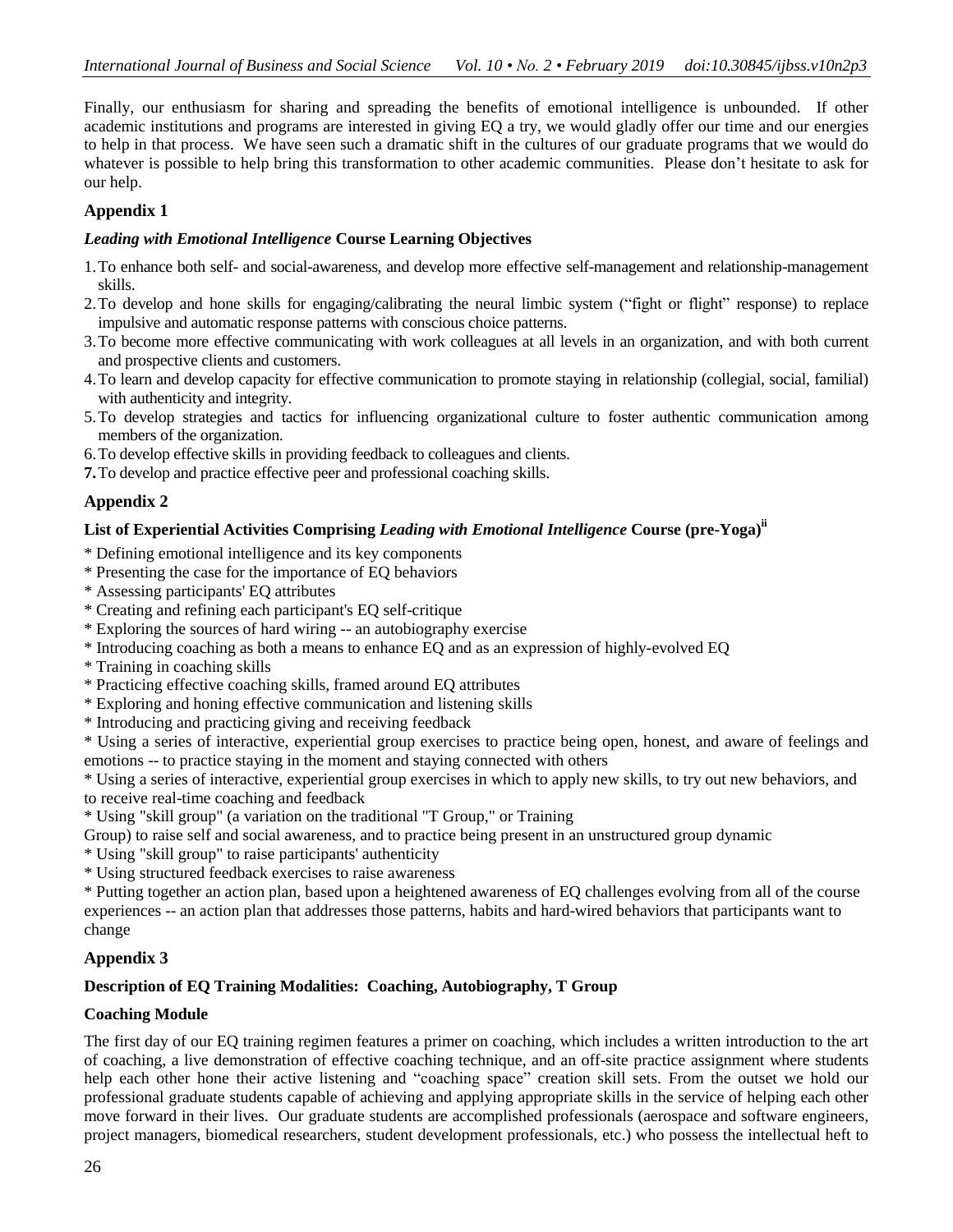Finally, our enthusiasm for sharing and spreading the benefits of emotional intelligence is unbounded. If other academic institutions and programs are interested in giving EQ a try, we would gladly offer our time and our energies to help in that process. We have seen such a dramatic shift in the cultures of our graduate programs that we would do whatever is possible to help bring this transformation to other academic communities. Please don't hesitate to ask for our help.

## Appendix 1

### *Leading with Emotional Intelligence* Course Learning Objectives

1. To enhance both self- and social-awareness, and develop more effective self-management and relationship-management skills.
2. To develop and hone skills for engaging/calibrating the neural limbic system ("fight or flight" response) to replace impulsive and automatic response patterns with conscious choice patterns.
3. To become more effective communicating with work colleagues at all levels in an organization, and with both current and prospective clients and customers.
4. To learn and develop capacity for effective communication to promote staying in relationship (collegial, social, familial) with authenticity and integrity.
5. To develop strategies and tactics for influencing organizational culture to foster authentic communication among members of the organization.
6. To develop effective skills in providing feedback to colleagues and clients.
7. To develop and practice effective peer and professional coaching skills.

## Appendix 2

### List of Experiential Activities Comprising *Leading with Emotional Intelligence* Course (pre-Yoga)[ii]

\* Defining emotional intelligence and its key components
\* Presenting the case for the importance of EQ behaviors
\* Assessing participants' EQ attributes
\* Creating and refining each participant's EQ self-critique
\* Exploring the sources of hard wiring -- an autobiography exercise
\* Introducing coaching as both a means to enhance EQ and as an expression of highly-evolved EQ
\* Training in coaching skills
\* Practicing effective coaching skills, framed around EQ attributes
\* Exploring and honing effective communication and listening skills
\* Introducing and practicing giving and receiving feedback
\* Using a series of interactive, experiential group exercises to practice being open, honest, and aware of feelings and emotions -- to practice staying in the moment and staying connected with others
\* Using a series of interactive, experiential group exercises in which to apply new skills, to try out new behaviors, and to receive real-time coaching and feedback
\* Using "skill group" (a variation on the traditional "T Group," or Training Group) to raise self and social awareness, and to practice being present in an unstructured group dynamic
\* Using "skill group" to raise participants' authenticity
\* Using structured feedback exercises to raise awareness
\* Putting together an action plan, based upon a heightened awareness of EQ challenges evolving from all of the course experiences -- an action plan that addresses those patterns, habits and hard-wired behaviors that participants want to change

## Appendix 3

### Description of EQ Training Modalities: Coaching, Autobiography, T Group

#### Coaching Module

The first day of our EQ training regimen features a primer on coaching, which includes a written introduction to the art of coaching, a live demonstration of effective coaching technique, and an off-site practice assignment where students help each other hone their active listening and "coaching space" creation skill sets. From the outset we hold our professional graduate students capable of achieving and applying appropriate skills in the service of helping each other move forward in their lives. Our graduate students are accomplished professionals (aerospace and software engineers, project managers, biomedical researchers, student development professionals, etc.) who possess the intellectual heft to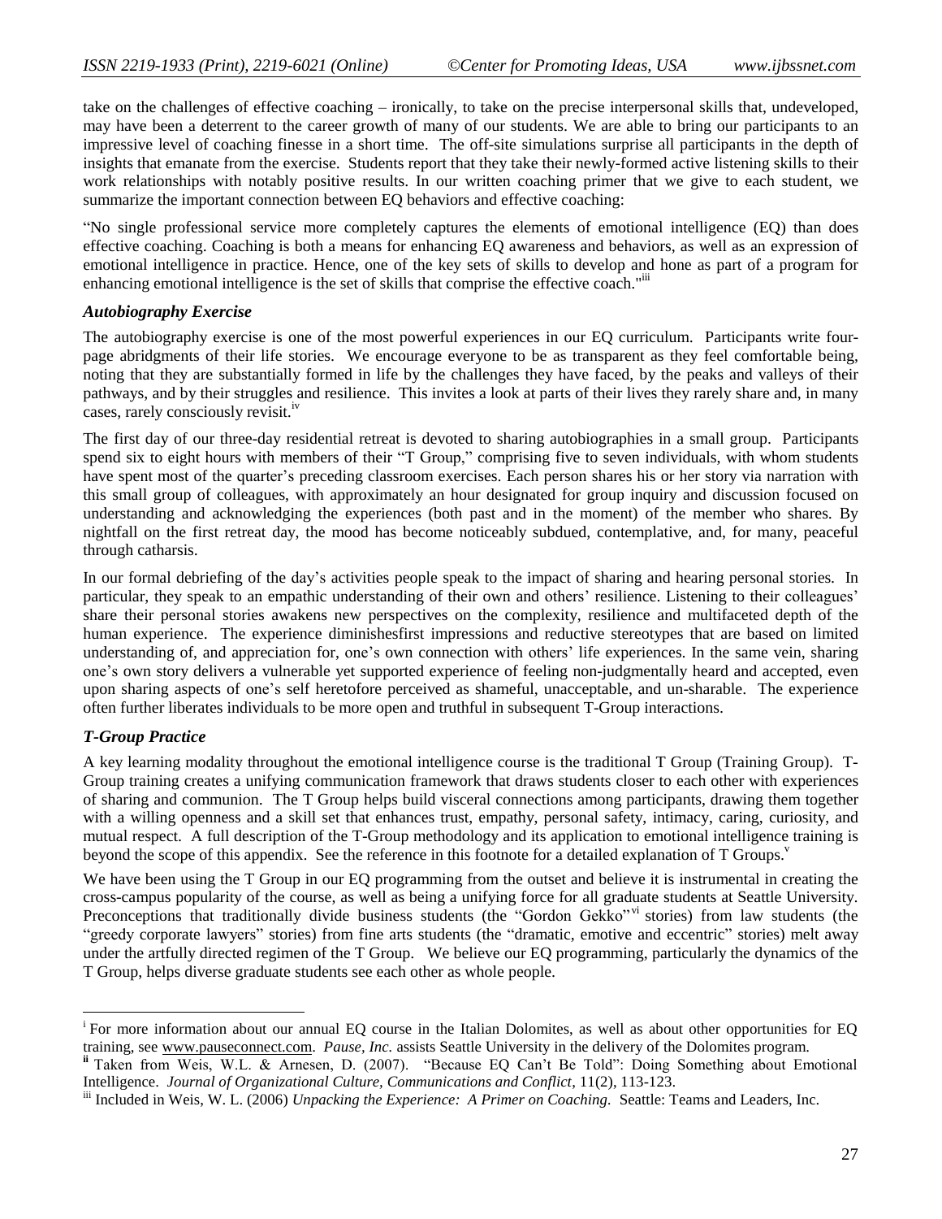take on the challenges of effective coaching – ironically, to take on the precise interpersonal skills that, undeveloped, may have been a deterrent to the career growth of many of our students. We are able to bring our participants to an impressive level of coaching finesse in a short time. The off-site simulations surprise all participants in the depth of insights that emanate from the exercise. Students report that they take their newly-formed active listening skills to their work relationships with notably positive results. In our written coaching primer that we give to each student, we summarize the important connection between EQ behaviors and effective coaching:

"No single professional service more completely captures the elements of emotional intelligence (EQ) than does effective coaching. Coaching is both a means for enhancing EQ awareness and behaviors, as well as an expression of emotional intelligence in practice. Hence, one of the key sets of skills to develop and hone as part of a program for enhancing emotional intelligence is the set of skills that comprise the effective coach."[iii]

### *Autobiography Exercise*

The autobiography exercise is one of the most powerful experiences in our EQ curriculum. Participants write four-page abridgments of their life stories. We encourage everyone to be as transparent as they feel comfortable being, noting that they are substantially formed in life by the challenges they have faced, by the peaks and valleys of their pathways, and by their struggles and resilience. This invites a look at parts of their lives they rarely share and, in many cases, rarely consciously revisit.[iv]

The first day of our three-day residential retreat is devoted to sharing autobiographies in a small group. Participants spend six to eight hours with members of their "T Group," comprising five to seven individuals, with whom students have spent most of the quarter's preceding classroom exercises. Each person shares his or her story via narration with this small group of colleagues, with approximately an hour designated for group inquiry and discussion focused on understanding and acknowledging the experiences (both past and in the moment) of the member who shares. By nightfall on the first retreat day, the mood has become noticeably subdued, contemplative, and, for many, peaceful through catharsis.

In our formal debriefing of the day's activities people speak to the impact of sharing and hearing personal stories. In particular, they speak to an empathic understanding of their own and others' resilience. Listening to their colleagues' share their personal stories awakens new perspectives on the complexity, resilience and multifaceted depth of the human experience. The experience diminishesfirst impressions and reductive stereotypes that are based on limited understanding of, and appreciation for, one's own connection with others' life experiences. In the same vein, sharing one's own story delivers a vulnerable yet supported experience of feeling non-judgmentally heard and accepted, even upon sharing aspects of one's self heretofore perceived as shameful, unacceptable, and un-sharable. The experience often further liberates individuals to be more open and truthful in subsequent T-Group interactions.

### *T-Group Practice*

A key learning modality throughout the emotional intelligence course is the traditional T Group (Training Group). T-Group training creates a unifying communication framework that draws students closer to each other with experiences of sharing and communion. The T Group helps build visceral connections among participants, drawing them together with a willing openness and a skill set that enhances trust, empathy, personal safety, intimacy, caring, curiosity, and mutual respect. A full description of the T-Group methodology and its application to emotional intelligence training is beyond the scope of this appendix. See the reference in this footnote for a detailed explanation of T Groups.[v]

We have been using the T Group in our EQ programming from the outset and believe it is instrumental in creating the cross-campus popularity of the course, as well as being a unifying force for all graduate students at Seattle University. Preconceptions that traditionally divide business students (the "Gordon Gekko"[vi] stories) from law students (the "greedy corporate lawyers" stories) from fine arts students (the "dramatic, emotive and eccentric" stories) melt away under the artfully directed regimen of the T Group. We believe our EQ programming, particularly the dynamics of the T Group, helps diverse graduate students see each other as whole people.

---

[i] For more information about our annual EQ course in the Italian Dolomites, as well as about other opportunities for EQ training, see www.pauseconnect.com. *Pause, Inc.* assists Seattle University in the delivery of the Dolomites program.

[ii] Taken from Weis, W.L. & Arnesen, D. (2007). "Because EQ Can't Be Told": Doing Something about Emotional Intelligence. *Journal of Organizational Culture, Communications and Conflict*, 11(2), 113-123.

[iii] Included in Weis, W. L. (2006) *Unpacking the Experience: A Primer on Coaching.* Seattle: Teams and Leaders, Inc.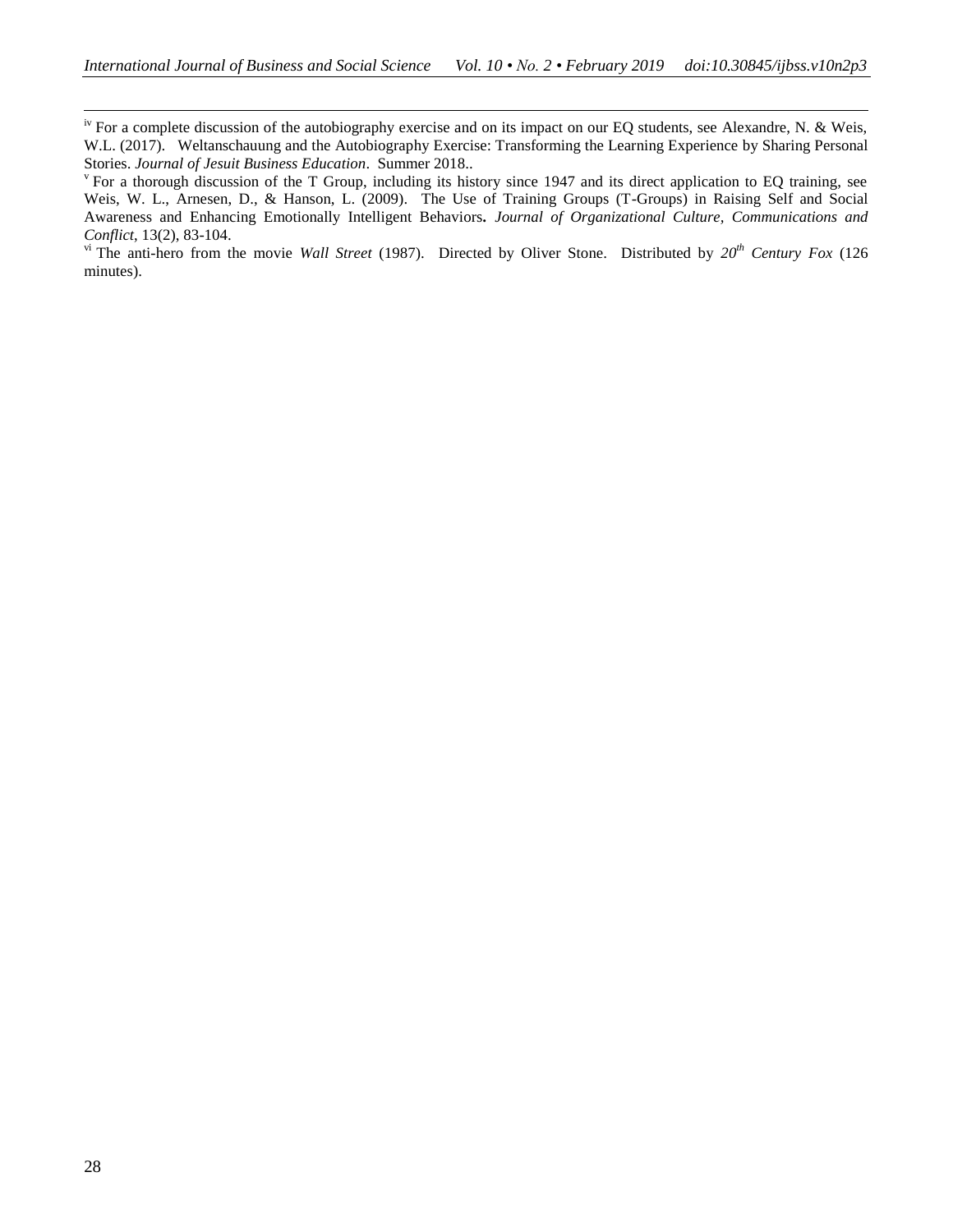[iv] For a complete discussion of the autobiography exercise and on its impact on our EQ students, see Alexandre, N. & Weis, W.L. (2017). Weltanschauung and the Autobiography Exercise: Transforming the Learning Experience by Sharing Personal Stories. *Journal of Jesuit Business Education*. Summer 2018..

[v] For a thorough discussion of the T Group, including its history since 1947 and its direct application to EQ training, see Weis, W. L., Arnesen, D., & Hanson, L. (2009). The Use of Training Groups (T-Groups) in Raising Self and Social Awareness and Enhancing Emotionally Intelligent Behaviors**.** *Journal of Organizational Culture, Communications and Conflict*, 13(2), 83-104.

[vi] The anti-hero from the movie *Wall Street* (1987). Directed by Oliver Stone. Distributed by *20th Century Fox* (126 minutes).